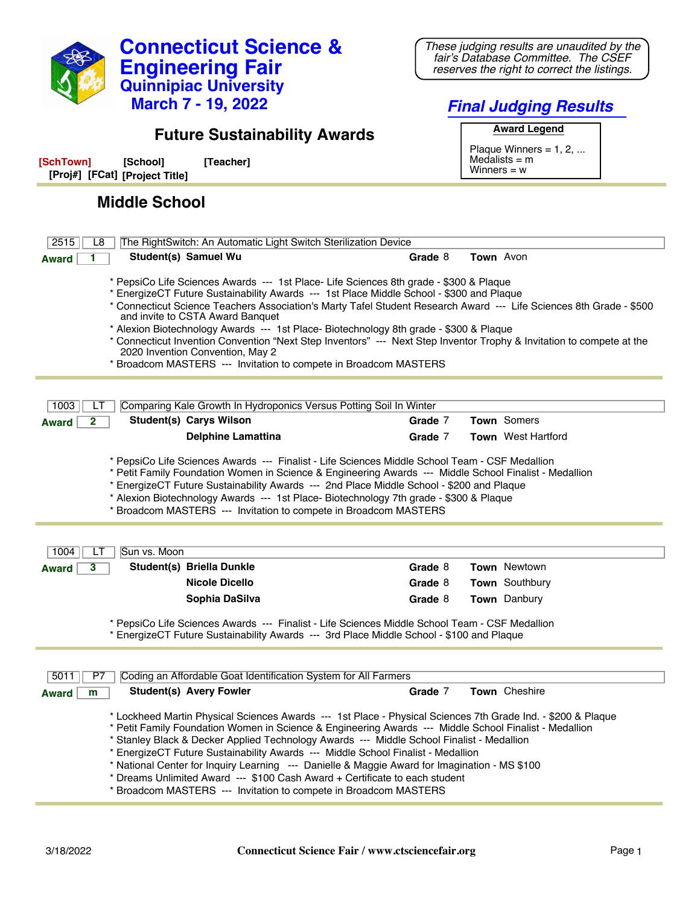# Connecticut Science & Engineering Fair
## Quinnipiac University
## March 7 - 19, 2022

*These judging results are unaudited by the fair's Database Committee. The CSEF reserves the right to correct the listings.*

## *Final Judging Results*

## Future Sustainability Awards

**Award Legend**

Plaque Winners = 1, 2, ...
Medalists = m
Winners = w

**[SchTown]** **[School]** **[Teacher]**
**[Proj#]** **[FCat]** **[Project Title]**

## Middle School

---

**2515** | **L8** | The RightSwitch: An Automatic Light Switch Sterilization Device

**Award** 1 — **Student(s)** Samuel Wu — **Grade** 8 — **Town** Avon

* PepsiCo Life Sciences Awards --- 1st Place- Life Sciences 8th grade - $300 & Plaque
* EnergizeCT Future Sustainability Awards --- 1st Place Middle School - $300 and Plaque
* Connecticut Science Teachers Association's Marty Tafel Student Research Award --- Life Sciences 8th Grade - $500 and invite to CSTA Award Banquet
* Alexion Biotechnology Awards --- 1st Place- Biotechnology 8th grade - $300 & Plaque
* Connecticut Invention Convention "Next Step Inventors" --- Next Step Inventor Trophy & Invitation to compete at the 2020 Invention Convention, May 2
* Broadcom MASTERS --- Invitation to compete in Broadcom MASTERS

---

**1003** | **LT** | Comparing Kale Growth In Hydroponics Versus Potting Soil In Winter

**Award** 2 — **Student(s)** Carys Wilson — **Grade** 7 — **Town** Somers
Delphine Lamattina — **Grade** 7 — **Town** West Hartford

* PepsiCo Life Sciences Awards --- Finalist - Life Sciences Middle School Team - CSF Medallion
* Petit Family Foundation Women in Science & Engineering Awards --- Middle School Finalist - Medallion
* EnergizeCT Future Sustainability Awards --- 2nd Place Middle School - $200 and Plaque
* Alexion Biotechnology Awards --- 1st Place- Biotechnology 7th grade - $300 & Plaque
* Broadcom MASTERS --- Invitation to compete in Broadcom MASTERS

---

**1004** | **LT** | Sun vs. Moon

**Award** 3 — **Student(s)** Briella Dunkle — **Grade** 8 — **Town** Newtown
Nicole Dicello — **Grade** 8 — **Town** Southbury
Sophia DaSilva — **Grade** 8 — **Town** Danbury

* PepsiCo Life Sciences Awards --- Finalist - Life Sciences Middle School Team - CSF Medallion
* EnergizeCT Future Sustainability Awards --- 3rd Place Middle School - $100 and Plaque

---

**5011** | **P7** | Coding an Affordable Goat Identification System for All Farmers

**Award** m — **Student(s)** Avery Fowler — **Grade** 7 — **Town** Cheshire

* Lockheed Martin Physical Sciences Awards --- 1st Place - Physical Sciences 7th Grade Ind. - $200 & Plaque
* Petit Family Foundation Women in Science & Engineering Awards --- Middle School Finalist - Medallion
* Stanley Black & Decker Applied Technology Awards --- Middle School Finalist - Medallion
* EnergizeCT Future Sustainability Awards --- Middle School Finalist - Medallion
* National Center for Inquiry Learning --- Danielle & Maggie Award for Imagination - MS $100
* Dreams Unlimited Award --- $100 Cash Award + Certificate to each student
* Broadcom MASTERS --- Invitation to compete in Broadcom MASTERS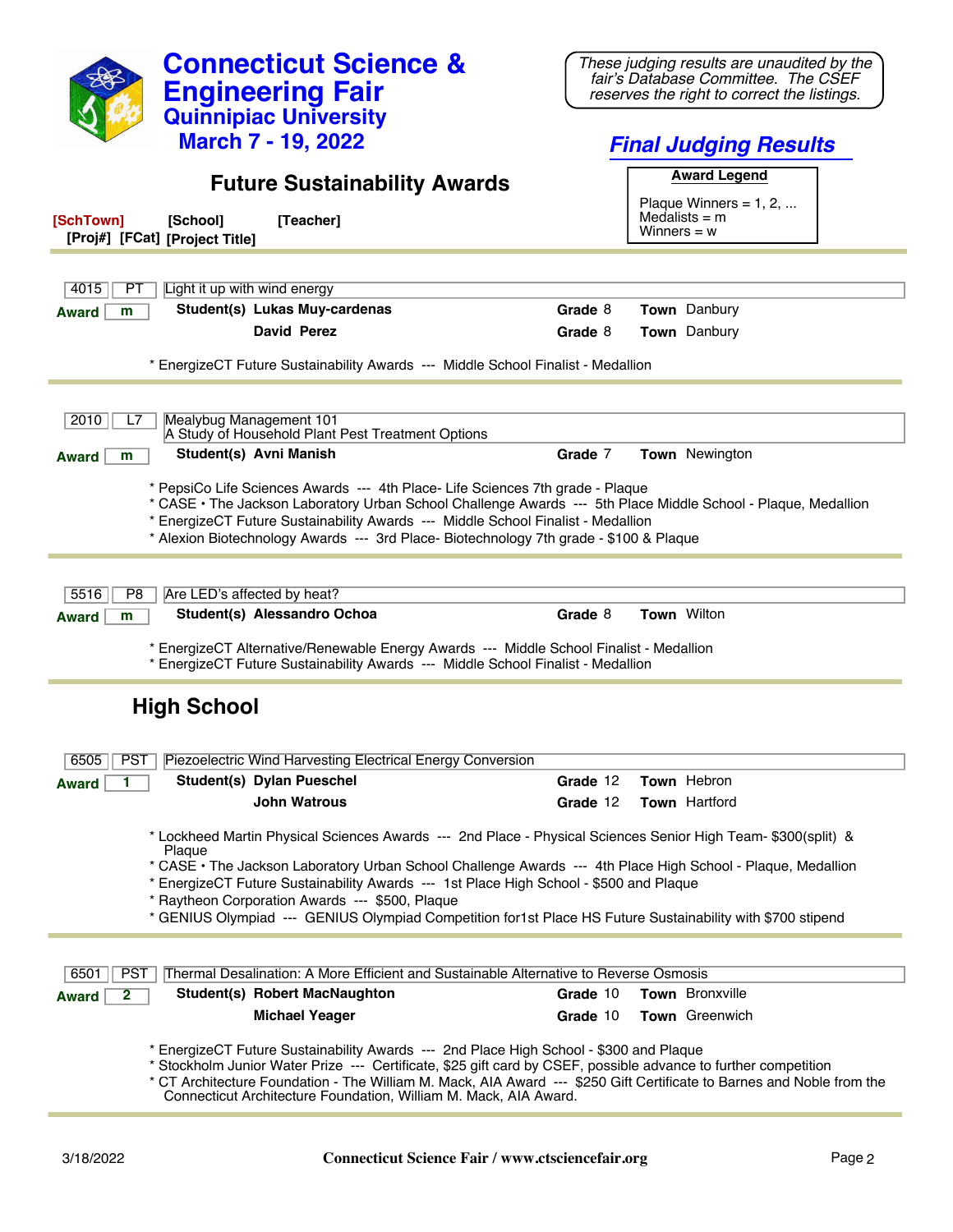# Connecticut Science & Engineering Fair

## Quinnipiac University

## March 7 - 19, 2022

*These judging results are unaudited by the fair's Database Committee. The CSEF reserves the right to correct the listings.*

***Final Judging Results***

## Future Sustainability Awards

**Award Legend**

Plaque Winners = 1, 2, ...
Medalists = m
Winners = w

**[SchTown] [School] [Teacher]**
**[Proj#] [FCat] [Project Title]**

---

**4015** | **PT** | Light it up with wind energy

**Award** m

**Student(s)** Lukas Muy-cardenas — **Grade** 8 — **Town** Danbury
David Perez — **Grade** 8 — **Town** Danbury

* EnergizeCT Future Sustainability Awards --- Middle School Finalist - Medallion

---

**2010** | **L7** | Mealybug Management 101
A Study of Household Plant Pest Treatment Options

**Award** m

**Student(s)** Avni Manish — **Grade** 7 — **Town** Newington

* PepsiCo Life Sciences Awards --- 4th Place- Life Sciences 7th grade - Plaque
* CASE • The Jackson Laboratory Urban School Challenge Awards --- 5th Place Middle School - Plaque, Medallion
* EnergizeCT Future Sustainability Awards --- Middle School Finalist - Medallion
* Alexion Biotechnology Awards --- 3rd Place- Biotechnology 7th grade - $100 & Plaque

---

**5516** | **P8** | Are LED's affected by heat?

**Award** m

**Student(s)** Alessandro Ochoa — **Grade** 8 — **Town** Wilton

* EnergizeCT Alternative/Renewable Energy Awards --- Middle School Finalist - Medallion
* EnergizeCT Future Sustainability Awards --- Middle School Finalist - Medallion

---

## High School

**6505** | **PST** | Piezoelectric Wind Harvesting Electrical Energy Conversion

**Award** 1

**Student(s)** Dylan Pueschel — **Grade** 12 — **Town** Hebron
John Watrous — **Grade** 12 — **Town** Hartford

* Lockheed Martin Physical Sciences Awards --- 2nd Place - Physical Sciences Senior High Team- $300(split) & Plaque
* CASE • The Jackson Laboratory Urban School Challenge Awards --- 4th Place High School - Plaque, Medallion
* EnergizeCT Future Sustainability Awards --- 1st Place High School - $500 and Plaque
* Raytheon Corporation Awards --- $500, Plaque
* GENIUS Olympiad --- GENIUS Olympiad Competition for1st Place HS Future Sustainability with $700 stipend

---

**6501** | **PST** | Thermal Desalination: A More Efficient and Sustainable Alternative to Reverse Osmosis

**Award** 2

**Student(s)** Robert MacNaughton — **Grade** 10 — **Town** Bronxville
Michael Yeager — **Grade** 10 — **Town** Greenwich

* EnergizeCT Future Sustainability Awards --- 2nd Place High School - $300 and Plaque
* Stockholm Junior Water Prize --- Certificate, $25 gift card by CSEF, possible advance to further competition
* CT Architecture Foundation - The William M. Mack, AIA Award --- $250 Gift Certificate to Barnes and Noble from the Connecticut Architecture Foundation, William M. Mack, AIA Award.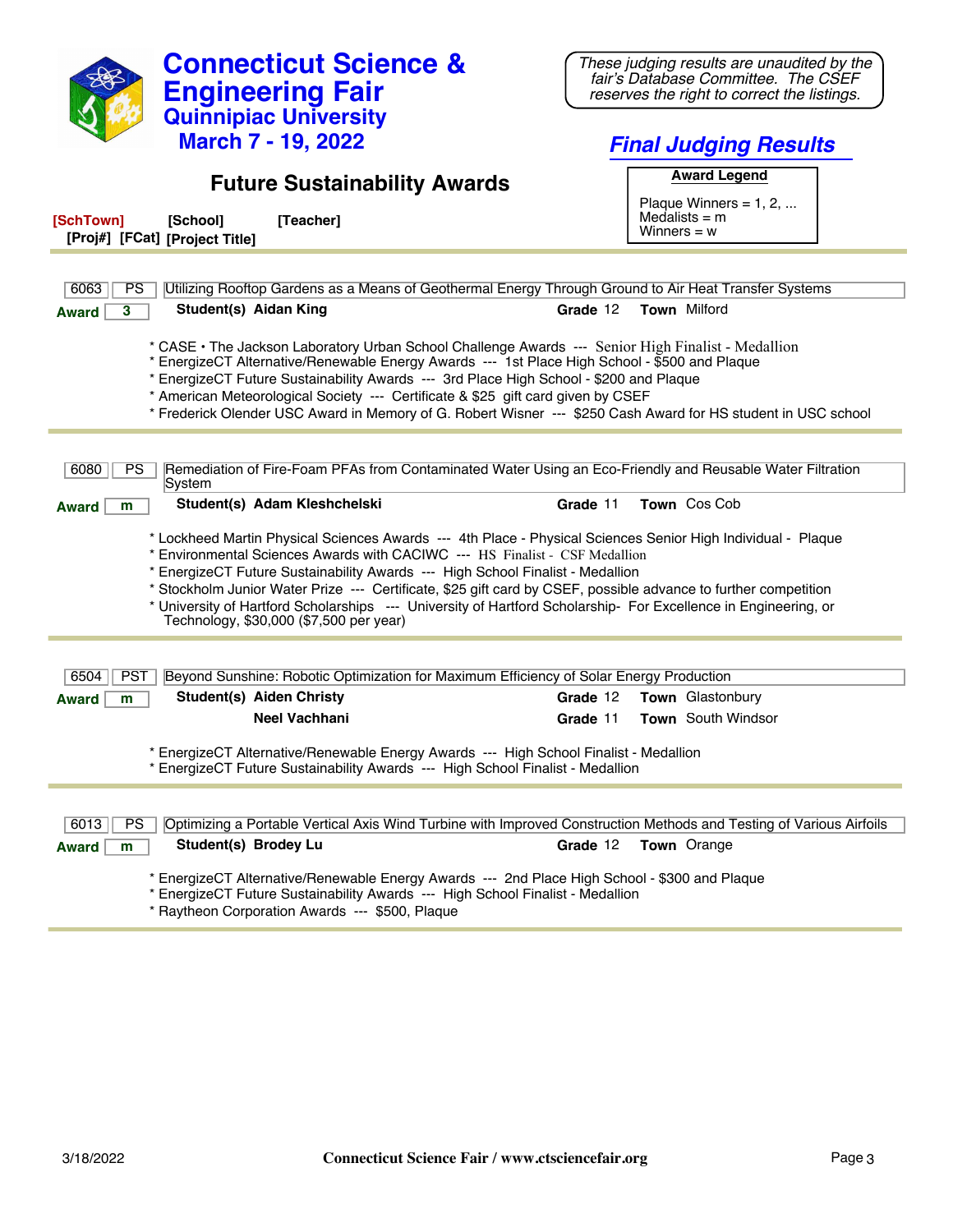# Connecticut Science & Engineering Fair

## Quinnipiac University

## March 7 - 19, 2022

*These judging results are unaudited by the fair's Database Committee. The CSEF reserves the right to correct the listings.*

## *Final Judging Results*

### Future Sustainability Awards

**Award Legend**

Plaque Winners = 1, 2, ...
Medalists = m
Winners = w

**[SchTown] [School] [Teacher]**
**[Proj#] [FCat] [Project Title]**

---

**6063 | PS |** Utilizing Rooftop Gardens as a Means of Geothermal Energy Through Ground to Air Heat Transfer Systems

**Award 3** — **Student(s) Aidan King** — **Grade** 12 — **Town** Milford

* CASE • The Jackson Laboratory Urban School Challenge Awards --- Senior High Finalist - Medallion
* EnergizeCT Alternative/Renewable Energy Awards --- 1st Place High School - $500 and Plaque
* EnergizeCT Future Sustainability Awards --- 3rd Place High School - $200 and Plaque
* American Meteorological Society --- Certificate & $25 gift card given by CSEF
* Frederick Olender USC Award in Memory of G. Robert Wisner --- $250 Cash Award for HS student in USC school

---

**6080 | PS |** Remediation of Fire-Foam PFAs from Contaminated Water Using an Eco-Friendly and Reusable Water Filtration System

**Award m** — **Student(s) Adam Kleshchelski** — **Grade** 11 — **Town** Cos Cob

* Lockheed Martin Physical Sciences Awards --- 4th Place - Physical Sciences Senior High Individual - Plaque
* Environmental Sciences Awards with CACIWC --- HS Finalist - CSF Medallion
* EnergizeCT Future Sustainability Awards --- High School Finalist - Medallion
* Stockholm Junior Water Prize --- Certificate, $25 gift card by CSEF, possible advance to further competition
* University of Hartford Scholarships --- University of Hartford Scholarship- For Excellence in Engineering, or Technology, $30,000 ($7,500 per year)

---

**6504 | PST |** Beyond Sunshine: Robotic Optimization for Maximum Efficiency of Solar Energy Production

**Award m** — **Student(s) Aiden Christy** — **Grade** 12 — **Town** Glastonbury
**Neel Vachhani** — **Grade** 11 — **Town** South Windsor

* EnergizeCT Alternative/Renewable Energy Awards --- High School Finalist - Medallion
* EnergizeCT Future Sustainability Awards --- High School Finalist - Medallion

---

**6013 | PS |** Optimizing a Portable Vertical Axis Wind Turbine with Improved Construction Methods and Testing of Various Airfoils

**Award m** — **Student(s) Brodey Lu** — **Grade** 12 — **Town** Orange

* EnergizeCT Alternative/Renewable Energy Awards --- 2nd Place High School - $300 and Plaque
* EnergizeCT Future Sustainability Awards --- High School Finalist - Medallion
* Raytheon Corporation Awards --- $500, Plaque